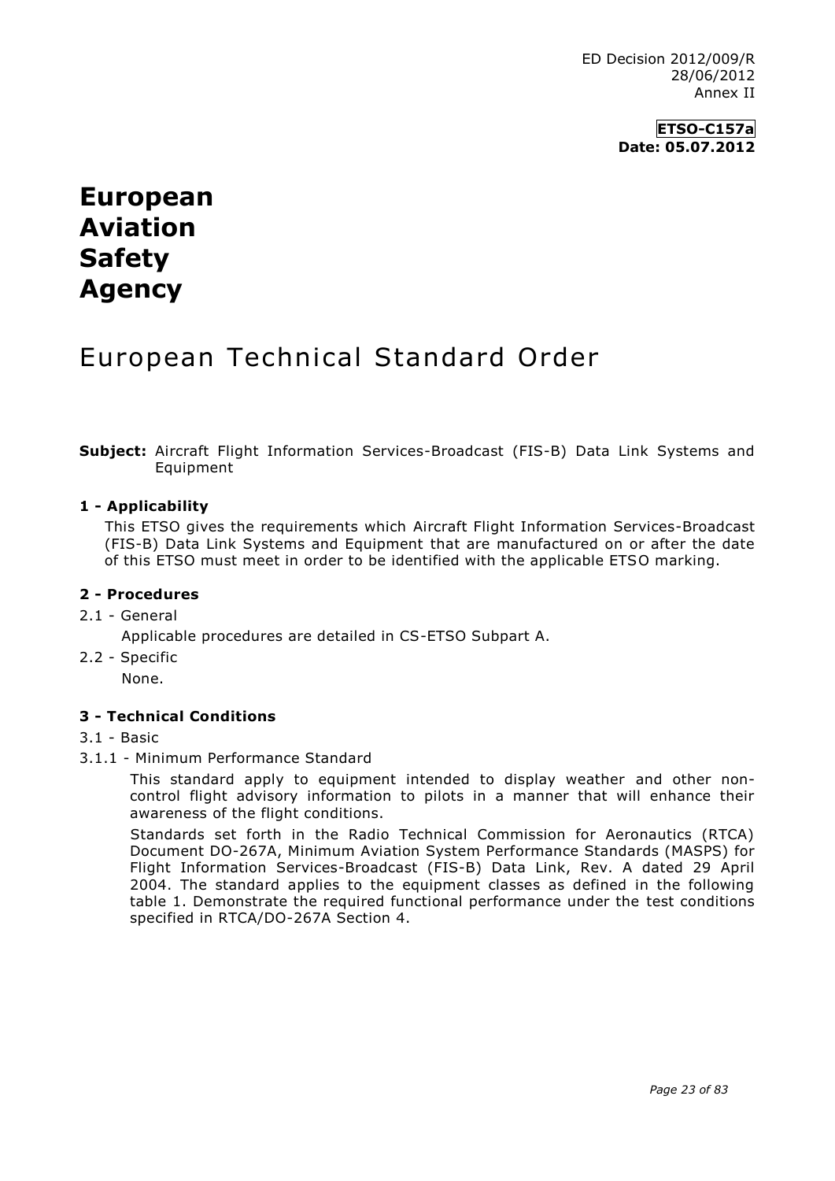ED Decision 2012/009/R
28/06/2012
Annex II

**ETSO-C157a**
**Date: 05.07.2012**

# European Aviation Safety Agency

## European Technical Standard Order

**Subject:** Aircraft Flight Information Services-Broadcast (FIS-B) Data Link Systems and Equipment

### 1 - Applicability

This ETSO gives the requirements which Aircraft Flight Information Services-Broadcast (FIS-B) Data Link Systems and Equipment that are manufactured on or after the date of this ETSO must meet in order to be identified with the applicable ETSO marking.

### 2 - Procedures

2.1 - General

Applicable procedures are detailed in CS-ETSO Subpart A.

2.2 - Specific

None.

### 3 - Technical Conditions

3.1 - Basic

3.1.1 - Minimum Performance Standard

This standard apply to equipment intended to display weather and other non-control flight advisory information to pilots in a manner that will enhance their awareness of the flight conditions.

Standards set forth in the Radio Technical Commission for Aeronautics (RTCA) Document DO-267A, Minimum Aviation System Performance Standards (MASPS) for Flight Information Services-Broadcast (FIS-B) Data Link, Rev. A dated 29 April 2004. The standard applies to the equipment classes as defined in the following table 1. Demonstrate the required functional performance under the test conditions specified in RTCA/DO-267A Section 4.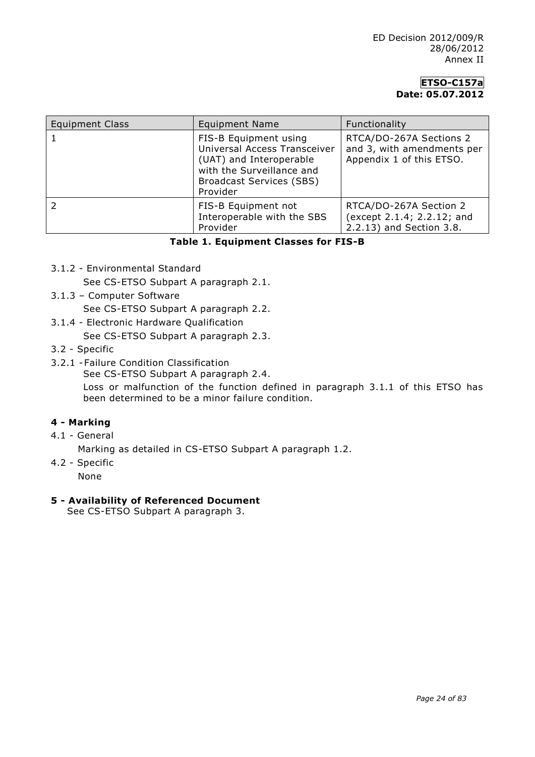| Equipment Class | Equipment Name | Functionality |
| --- | --- | --- |
| 1 | FIS-B Equipment using Universal Access Transceiver (UAT) and Interoperable with the Surveillance and Broadcast Services (SBS) Provider | RTCA/DO-267A Sections 2 and 3, with amendments per Appendix 1 of this ETSO. |
| 2 | FIS-B Equipment not Interoperable with the SBS Provider | RTCA/DO-267A Section 2 (except 2.1.4; 2.2.12; and 2.2.13) and Section 3.8. |

**Table 1. Equipment Classes for FIS-B**

3.1.2 - Environmental Standard

See CS-ETSO Subpart A paragraph 2.1.

3.1.3 – Computer Software

See CS-ETSO Subpart A paragraph 2.2.

3.1.4 - Electronic Hardware Qualification

See CS-ETSO Subpart A paragraph 2.3.

3.2 - Specific

3.2.1 - Failure Condition Classification

See CS-ETSO Subpart A paragraph 2.4.

Loss or malfunction of the function defined in paragraph 3.1.1 of this ETSO has been determined to be a minor failure condition.

## 4 - Marking

4.1 - General

Marking as detailed in CS-ETSO Subpart A paragraph 1.2.

4.2 - Specific

None

## 5 - Availability of Referenced Document

See CS-ETSO Subpart A paragraph 3.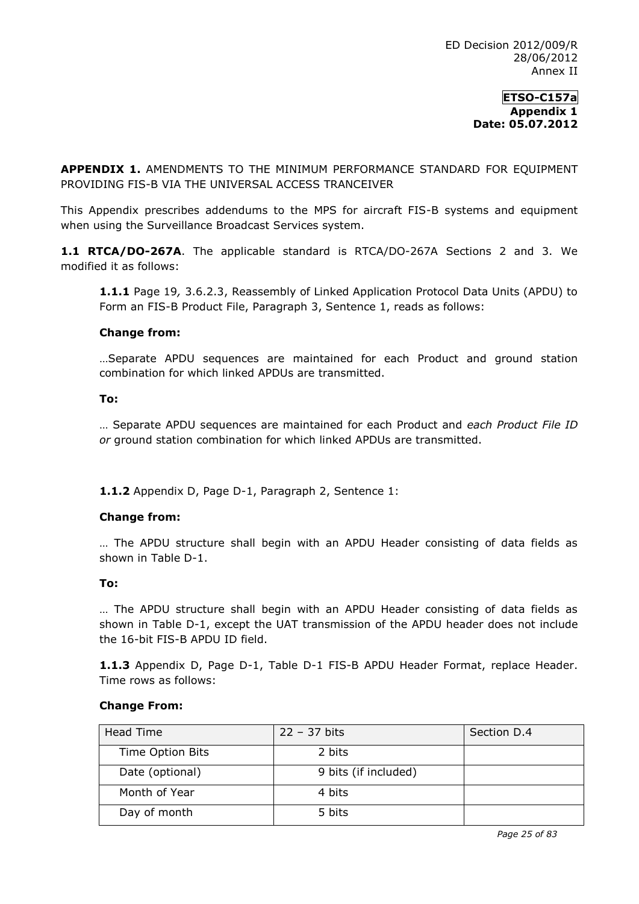ED Decision 2012/009/R
28/06/2012
Annex II

**ETSO-C157a**
**Appendix 1**
**Date: 05.07.2012**

**APPENDIX 1.** AMENDMENTS TO THE MINIMUM PERFORMANCE STANDARD FOR EQUIPMENT PROVIDING FIS-B VIA THE UNIVERSAL ACCESS TRANCEIVER

This Appendix prescribes addendums to the MPS for aircraft FIS-B systems and equipment when using the Surveillance Broadcast Services system.

**1.1 RTCA/DO-267A**. The applicable standard is RTCA/DO-267A Sections 2 and 3. We modified it as follows:

**1.1.1** Page 19*,* 3.6.2.3, Reassembly of Linked Application Protocol Data Units (APDU) to Form an FIS-B Product File, Paragraph 3, Sentence 1, reads as follows:

**Change from:**

…Separate APDU sequences are maintained for each Product and ground station combination for which linked APDUs are transmitted.

**To:**

… Separate APDU sequences are maintained for each Product and *each Product File ID or* ground station combination for which linked APDUs are transmitted.

**1.1.2** Appendix D, Page D-1, Paragraph 2, Sentence 1:

**Change from:**

… The APDU structure shall begin with an APDU Header consisting of data fields as shown in Table D-1.

**To:**

… The APDU structure shall begin with an APDU Header consisting of data fields as shown in Table D-1, except the UAT transmission of the APDU header does not include the 16-bit FIS-B APDU ID field.

**1.1.3** Appendix D, Page D-1, Table D-1 FIS-B APDU Header Format, replace Header. Time rows as follows:

**Change From:**

| Head Time | 22 – 37 bits | Section D.4 |
|---|---|---|
| Time Option Bits | 2 bits | |
| Date (optional) | 9 bits (if included) | |
| Month of Year | 4 bits | |
| Day of month | 5 bits | |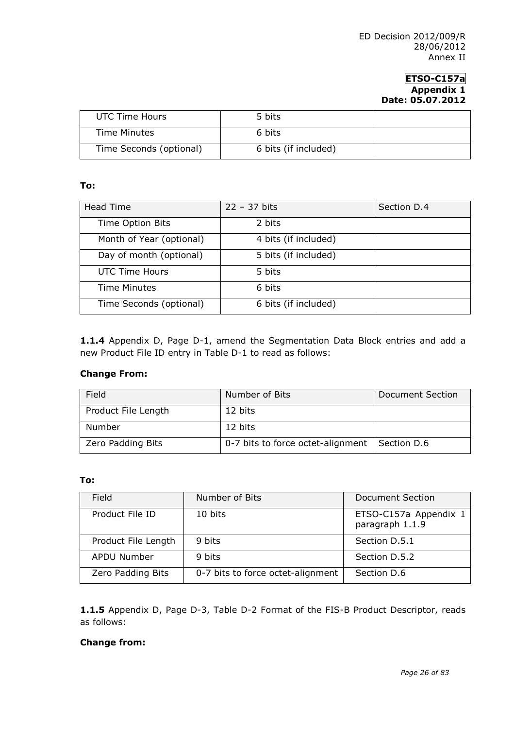| UTC Time Hours | 5 bits | |
|---|---|---|
| Time Minutes | 6 bits | |
| Time Seconds (optional) | 6 bits (if included) | |

**To:**

| Head Time | 22 – 37 bits | Section D.4 |
|---|---|---|
| Time Option Bits | 2 bits | |
| Month of Year (optional) | 4 bits (if included) | |
| Day of month (optional) | 5 bits (if included) | |
| UTC Time Hours | 5 bits | |
| Time Minutes | 6 bits | |
| Time Seconds (optional) | 6 bits (if included) | |

**1.1.4** Appendix D, Page D-1, amend the Segmentation Data Block entries and add a new Product File ID entry in Table D-1 to read as follows:

**Change From:**

| Field | Number of Bits | Document Section |
|---|---|---|
| Product File Length | 12 bits | |
| Number | 12 bits | |
| Zero Padding Bits | 0-7 bits to force octet-alignment | Section D.6 |

**To:**

| Field | Number of Bits | Document Section |
|---|---|---|
| Product File ID | 10 bits | ETSO-C157a Appendix 1 paragraph 1.1.9 |
| Product File Length | 9 bits | Section D.5.1 |
| APDU Number | 9 bits | Section D.5.2 |
| Zero Padding Bits | 0-7 bits to force octet-alignment | Section D.6 |

**1.1.5** Appendix D, Page D-3, Table D-2 Format of the FIS-B Product Descriptor, reads as follows:

**Change from:**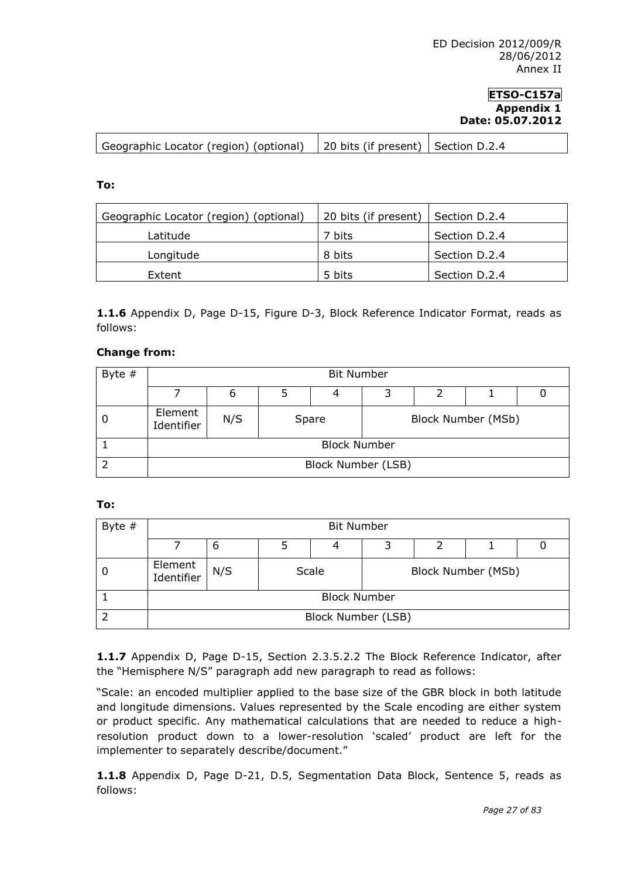| Geographic Locator (region) (optional) | 20 bits (if present) | Section D.2.4 |
|---|---|---|

**To:**

| Geographic Locator (region) (optional) | 20 bits (if present) | Section D.2.4 |
|---|---|---|
| Latitude | 7 bits | Section D.2.4 |
| Longitude | 8 bits | Section D.2.4 |
| Extent | 5 bits | Section D.2.4 |

**1.1.6** Appendix D, Page D-15, Figure D-3, Block Reference Indicator Format, reads as follows:

**Change from:**

| Byte # | Bit Number | | | | | | | |
|---|---|---|---|---|---|---|---|---|
| | 7 | 6 | 5 | 4 | 3 | 2 | 1 | 0 |
| 0 | Element Identifier | N/S | Spare | | Block Number (MSb) | | | |
| 1 | Block Number | | | | | | | |
| 2 | Block Number (LSB) | | | | | | | |

**To:**

| Byte # | Bit Number | | | | | | | |
|---|---|---|---|---|---|---|---|---|
| | 7 | 6 | 5 | 4 | 3 | 2 | 1 | 0 |
| 0 | Element Identifier | N/S | Scale | | Block Number (MSb) | | | |
| 1 | Block Number | | | | | | | |
| 2 | Block Number (LSB) | | | | | | | |

**1.1.7** Appendix D, Page D-15, Section 2.3.5.2.2 The Block Reference Indicator, after the "Hemisphere N/S" paragraph add new paragraph to read as follows:

"Scale: an encoded multiplier applied to the base size of the GBR block in both latitude and longitude dimensions. Values represented by the Scale encoding are either system or product specific. Any mathematical calculations that are needed to reduce a high-resolution product down to a lower-resolution 'scaled' product are left for the implementer to separately describe/document."

**1.1.8** Appendix D, Page D-21, D.5, Segmentation Data Block, Sentence 5, reads as follows: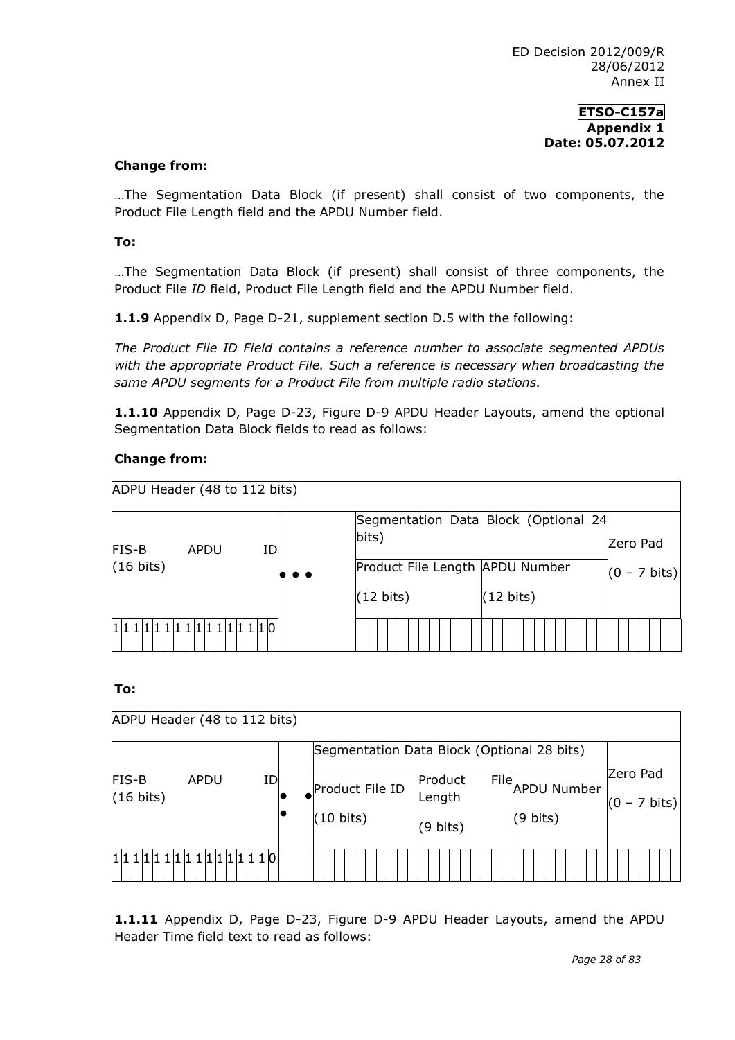**Change from:**

…The Segmentation Data Block (if present) shall consist of two components, the Product File Length field and the APDU Number field.

**To:**

…The Segmentation Data Block (if present) shall consist of three components, the Product File *ID* field, Product File Length field and the APDU Number field.

**1.1.9** Appendix D, Page D-21, supplement section D.5 with the following:

*The Product File ID Field contains a reference number to associate segmented APDUs with the appropriate Product File. Such a reference is necessary when broadcasting the same APDU segments for a Product File from multiple radio stations.*

**1.1.10** Appendix D, Page D-23, Figure D-9 APDU Header Layouts, amend the optional Segmentation Data Block fields to read as follows:

**Change from:**

| ADPU Header (48 to 112 bits) | | | | |
|---|---|---|---|---|
| FIS-B APDU ID (16 bits) | • • • | Segmentation Data Block (Optional 24 bits) | | Zero Pad (0 – 7 bits) |
| | | Product File Length (12 bits) | APDU Number (12 bits) | |
| 1 1 1 1 1 1 1 1 1 1 1 1 1 1 1 0 | | | | |

**To:**

| ADPU Header (48 to 112 bits) | | | | | |
|---|---|---|---|---|---|
| FIS-B APDU ID (16 bits) | • • • | Segmentation Data Block (Optional 28 bits) | | | Zero Pad (0 – 7 bits) |
| | | Product File ID (10 bits) | Product File Length (9 bits) | APDU Number (9 bits) | |
| 1 1 1 1 1 1 1 1 1 1 1 1 1 1 1 0 | | | | | |

**1.1.11** Appendix D, Page D-23, Figure D-9 APDU Header Layouts, amend the APDU Header Time field text to read as follows: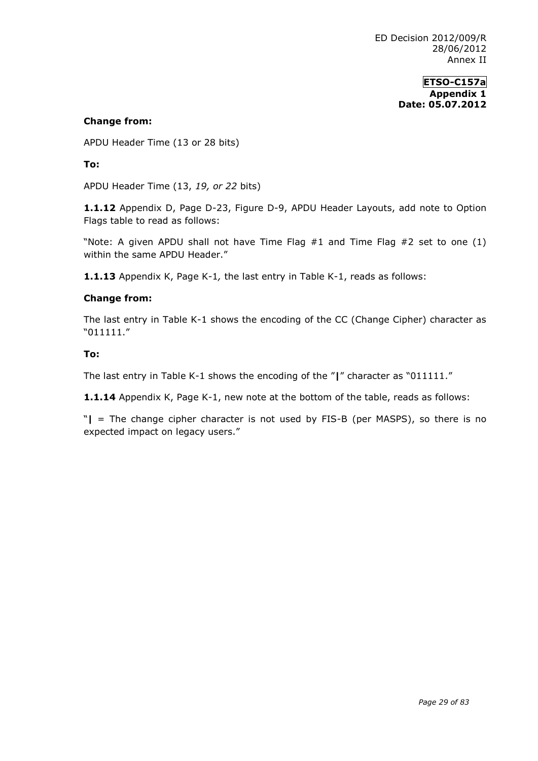**Change from:**

APDU Header Time (13 or 28 bits)

**To:**

APDU Header Time (13, *19, or 22* bits)

**1.1.12** Appendix D, Page D-23, Figure D-9, APDU Header Layouts, add note to Option Flags table to read as follows:

"Note: A given APDU shall not have Time Flag #1 and Time Flag #2 set to one (1) within the same APDU Header."

**1.1.13** Appendix K, Page K-1*,* the last entry in Table K-1, reads as follows:

**Change from:**

The last entry in Table K-1 shows the encoding of the CC (Change Cipher) character as "011111."

**To:**

The last entry in Table K-1 shows the encoding of the "**|**" character as "011111."

**1.1.14** Appendix K, Page K-1, new note at the bottom of the table, reads as follows:

"**|** = The change cipher character is not used by FIS-B (per MASPS), so there is no expected impact on legacy users."